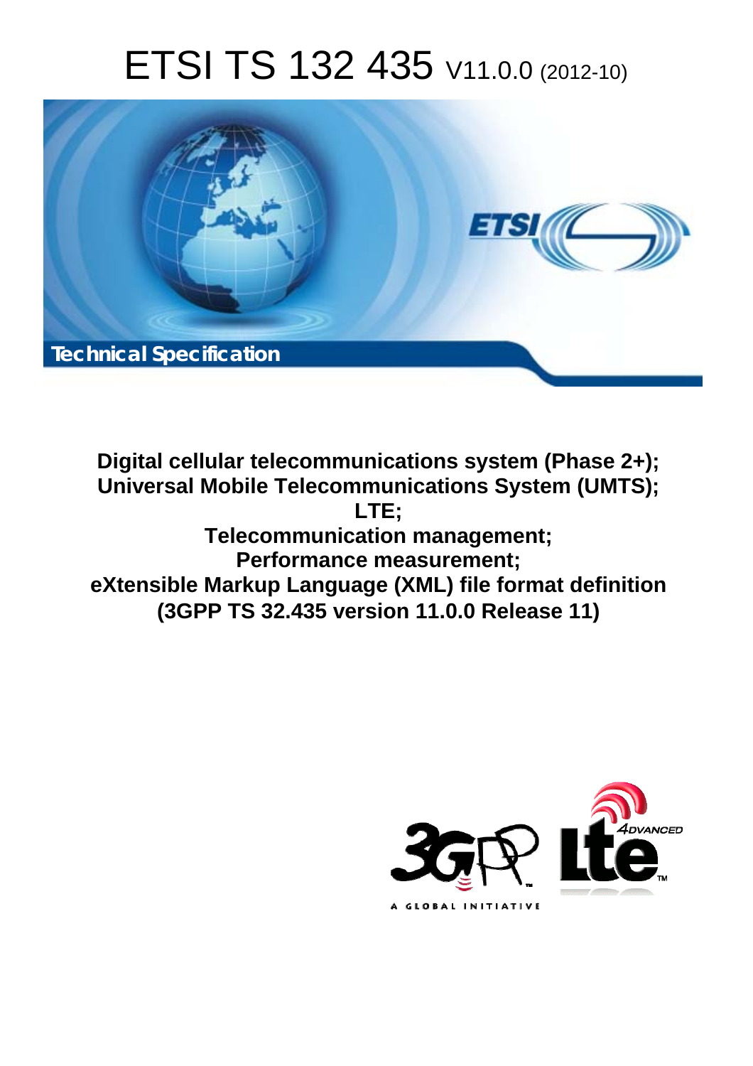# ETSI TS 132 435 V11.0.0 (2012-10)

Technical Specification

**Digital cellular telecommunications system (Phase 2+);**
**Universal Mobile Telecommunications System (UMTS);**
**LTE;**
**Telecommunication management;**
**Performance measurement;**
**eXtensible Markup Language (XML) file format definition**
**(3GPP TS 32.435 version 11.0.0 Release 11)**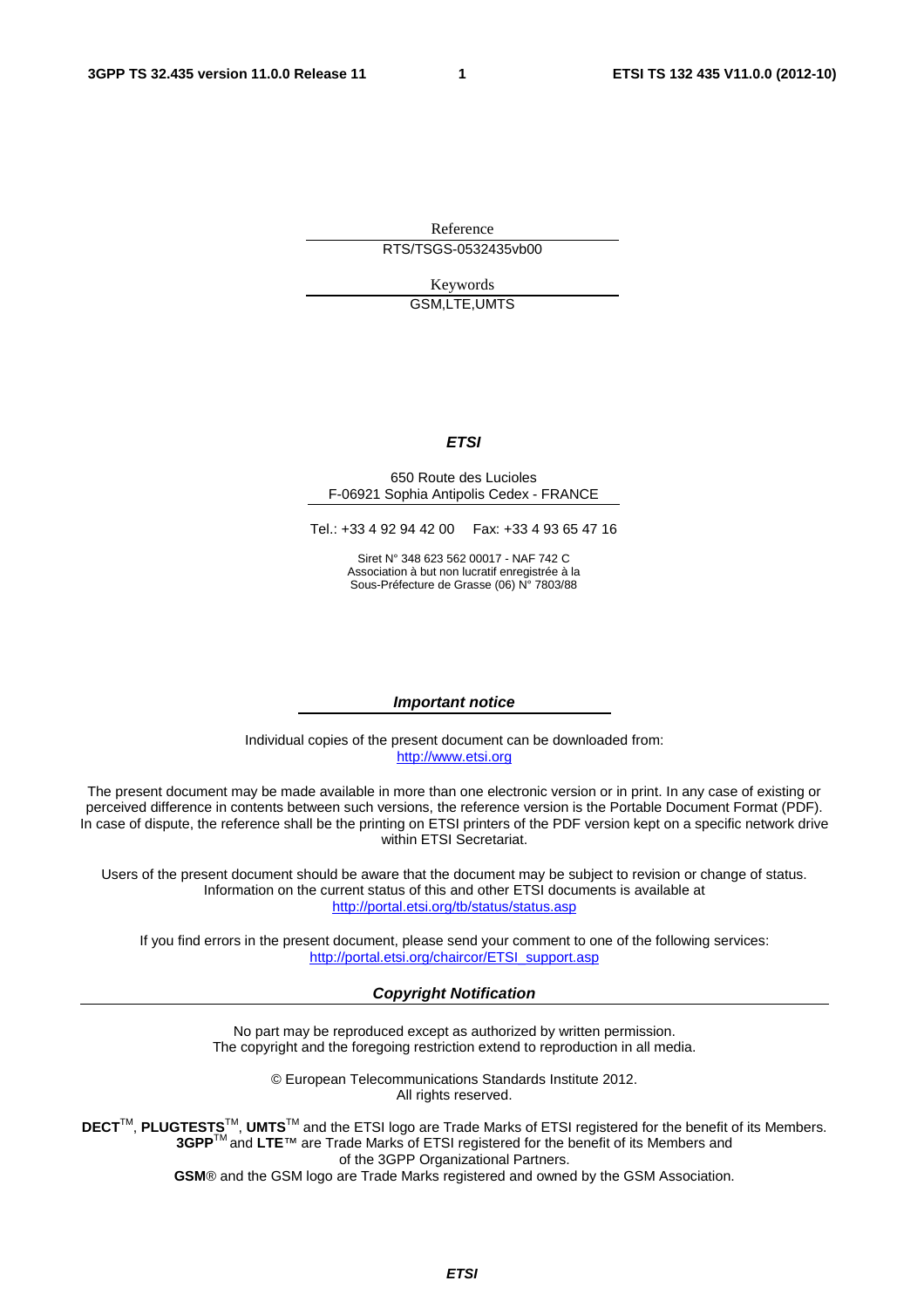Reference

RTS/TSGS-0532435vb00

Keywords

GSM,LTE,UMTS

***ETSI***

650 Route des Lucioles
F-06921 Sophia Antipolis Cedex - FRANCE

Tel.: +33 4 92 94 42 00 Fax: +33 4 93 65 47 16

Siret N° 348 623 562 00017 - NAF 742 C
Association à but non lucratif enregistrée à la
Sous-Préfecture de Grasse (06) N° 7803/88

***Important notice***

Individual copies of the present document can be downloaded from:
http://www.etsi.org

The present document may be made available in more than one electronic version or in print. In any case of existing or perceived difference in contents between such versions, the reference version is the Portable Document Format (PDF). In case of dispute, the reference shall be the printing on ETSI printers of the PDF version kept on a specific network drive within ETSI Secretariat.

Users of the present document should be aware that the document may be subject to revision or change of status. Information on the current status of this and other ETSI documents is available at
http://portal.etsi.org/tb/status/status.asp

If you find errors in the present document, please send your comment to one of the following services:
http://portal.etsi.org/chaircor/ETSI_support.asp

***Copyright Notification***

No part may be reproduced except as authorized by written permission.
The copyright and the foregoing restriction extend to reproduction in all media.

© European Telecommunications Standards Institute 2012.
All rights reserved.

**DECT**™, **PLUGTESTS**™, **UMTS**™ and the ETSI logo are Trade Marks of ETSI registered for the benefit of its Members.
**3GPP**™ and **LTE**™ are Trade Marks of ETSI registered for the benefit of its Members and of the 3GPP Organizational Partners.
**GSM**® and the GSM logo are Trade Marks registered and owned by the GSM Association.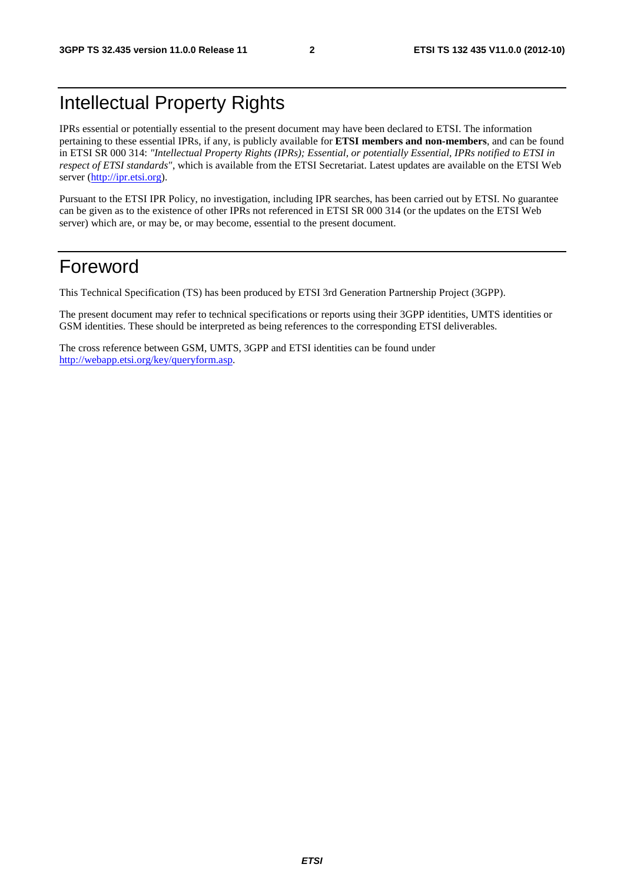# Intellectual Property Rights

IPRs essential or potentially essential to the present document may have been declared to ETSI. The information pertaining to these essential IPRs, if any, is publicly available for **ETSI members and non-members**, and can be found in ETSI SR 000 314: *"Intellectual Property Rights (IPRs); Essential, or potentially Essential, IPRs notified to ETSI in respect of ETSI standards"*, which is available from the ETSI Secretariat. Latest updates are available on the ETSI Web server (http://ipr.etsi.org).

Pursuant to the ETSI IPR Policy, no investigation, including IPR searches, has been carried out by ETSI. No guarantee can be given as to the existence of other IPRs not referenced in ETSI SR 000 314 (or the updates on the ETSI Web server) which are, or may be, or may become, essential to the present document.

# Foreword

This Technical Specification (TS) has been produced by ETSI 3rd Generation Partnership Project (3GPP).

The present document may refer to technical specifications or reports using their 3GPP identities, UMTS identities or GSM identities. These should be interpreted as being references to the corresponding ETSI deliverables.

The cross reference between GSM, UMTS, 3GPP and ETSI identities can be found under http://webapp.etsi.org/key/queryform.asp.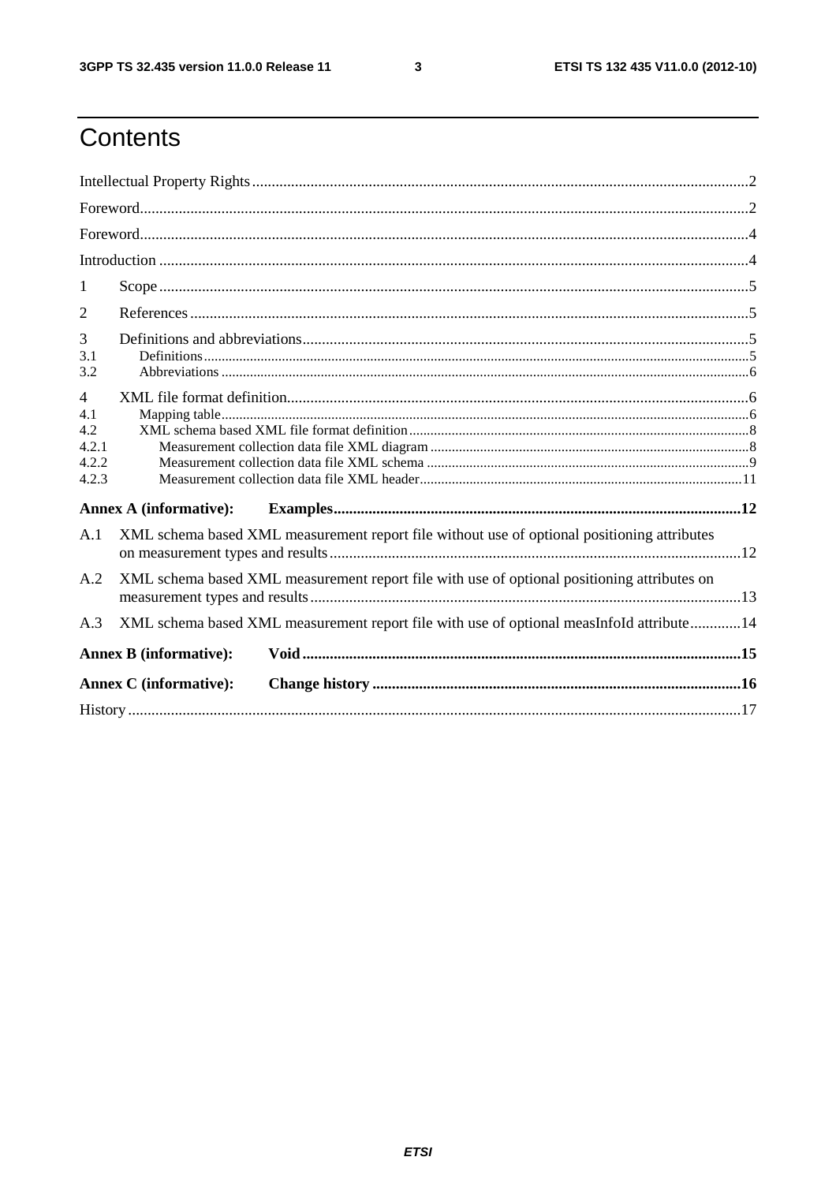# Contents

Intellectual Property Rights ..... 2

Foreword ..... 2

Foreword ..... 4

Introduction ..... 4

1 Scope ..... 5

2 References ..... 5

3 Definitions and abbreviations ..... 5

3.1 Definitions ..... 5

3.2 Abbreviations ..... 6

4 XML file format definition ..... 6

4.1 Mapping table ..... 6

4.2 XML schema based XML file format definition ..... 8

4.2.1 Measurement collection data file XML diagram ..... 8

4.2.2 Measurement collection data file XML schema ..... 9

4.2.3 Measurement collection data file XML header ..... 11

**Annex A (informative): Examples ..... 12**

A.1 XML schema based XML measurement report file without use of optional positioning attributes on measurement types and results ..... 12

A.2 XML schema based XML measurement report file with use of optional positioning attributes on measurement types and results ..... 13

A.3 XML schema based XML measurement report file with use of optional measInfoId attribute ..... 14

**Annex B (informative): Void ..... 15**

**Annex C (informative): Change history ..... 16**

History ..... 17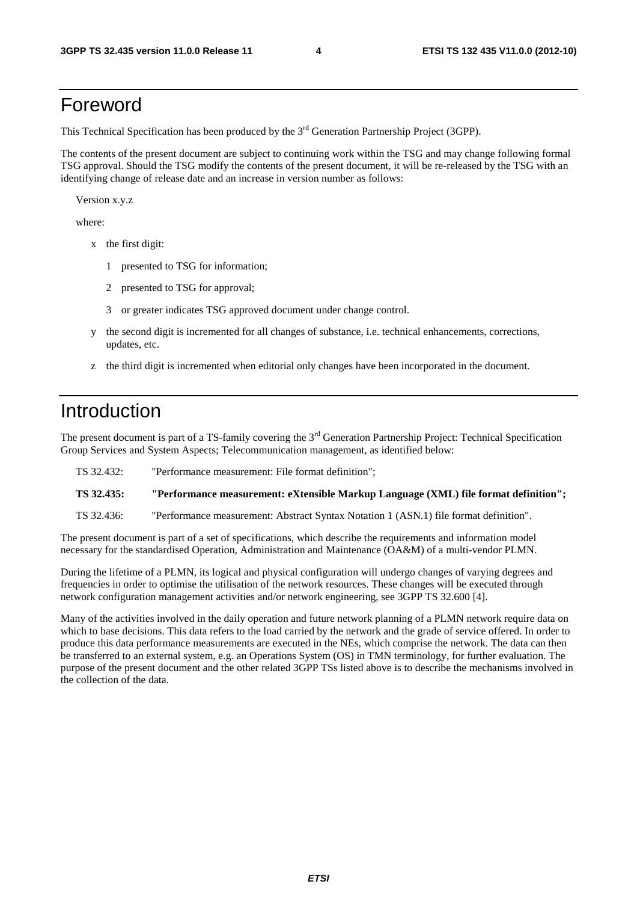# Foreword

This Technical Specification has been produced by the 3rd Generation Partnership Project (3GPP).

The contents of the present document are subject to continuing work within the TSG and may change following formal TSG approval. Should the TSG modify the contents of the present document, it will be re-released by the TSG with an identifying change of release date and an increase in version number as follows:

Version x.y.z

where:

- x the first digit:
  - 1 presented to TSG for information;
  - 2 presented to TSG for approval;
  - 3 or greater indicates TSG approved document under change control.
- y the second digit is incremented for all changes of substance, i.e. technical enhancements, corrections, updates, etc.
- z the third digit is incremented when editorial only changes have been incorporated in the document.

# Introduction

The present document is part of a TS-family covering the 3rd Generation Partnership Project: Technical Specification Group Services and System Aspects; Telecommunication management, as identified below:

TS 32.432: "Performance measurement: File format definition";

**TS 32.435: "Performance measurement: eXtensible Markup Language (XML) file format definition";**

TS 32.436: "Performance measurement: Abstract Syntax Notation 1 (ASN.1) file format definition".

The present document is part of a set of specifications, which describe the requirements and information model necessary for the standardised Operation, Administration and Maintenance (OA&M) of a multi-vendor PLMN.

During the lifetime of a PLMN, its logical and physical configuration will undergo changes of varying degrees and frequencies in order to optimise the utilisation of the network resources. These changes will be executed through network configuration management activities and/or network engineering, see 3GPP TS 32.600 [4].

Many of the activities involved in the daily operation and future network planning of a PLMN network require data on which to base decisions. This data refers to the load carried by the network and the grade of service offered. In order to produce this data performance measurements are executed in the NEs, which comprise the network. The data can then be transferred to an external system, e.g. an Operations System (OS) in TMN terminology, for further evaluation. The purpose of the present document and the other related 3GPP TSs listed above is to describe the mechanisms involved in the collection of the data.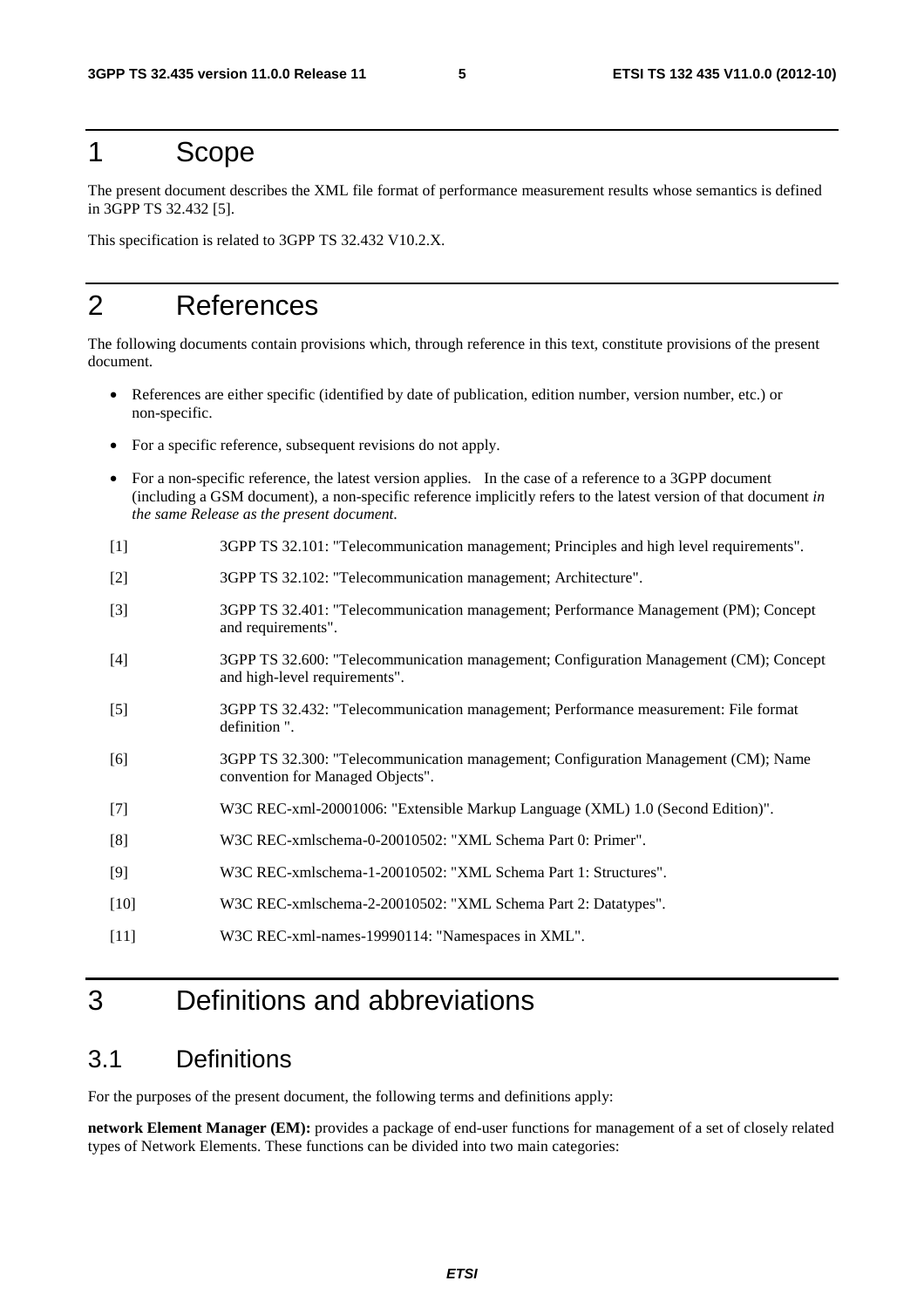# 1 Scope

The present document describes the XML file format of performance measurement results whose semantics is defined in 3GPP TS 32.432 [5].

This specification is related to 3GPP TS 32.432 V10.2.X.

# 2 References

The following documents contain provisions which, through reference in this text, constitute provisions of the present document.

- References are either specific (identified by date of publication, edition number, version number, etc.) or non-specific.
- For a specific reference, subsequent revisions do not apply.
- For a non-specific reference, the latest version applies. In the case of a reference to a 3GPP document (including a GSM document), a non-specific reference implicitly refers to the latest version of that document *in the same Release as the present document.*

[1] 3GPP TS 32.101: "Telecommunication management; Principles and high level requirements".

[2] 3GPP TS 32.102: "Telecommunication management; Architecture".

[3] 3GPP TS 32.401: "Telecommunication management; Performance Management (PM); Concept and requirements".

[4] 3GPP TS 32.600: "Telecommunication management; Configuration Management (CM); Concept and high-level requirements".

[5] 3GPP TS 32.432: "Telecommunication management; Performance measurement: File format definition ".

[6] 3GPP TS 32.300: "Telecommunication management; Configuration Management (CM); Name convention for Managed Objects".

[7] W3C REC-xml-20001006: "Extensible Markup Language (XML) 1.0 (Second Edition)".

[8] W3C REC-xmlschema-0-20010502: "XML Schema Part 0: Primer".

[9] W3C REC-xmlschema-1-20010502: "XML Schema Part 1: Structures".

[10] W3C REC-xmlschema-2-20010502: "XML Schema Part 2: Datatypes".

[11] W3C REC-xml-names-19990114: "Namespaces in XML".

# 3 Definitions and abbreviations

## 3.1 Definitions

For the purposes of the present document, the following terms and definitions apply:

**network Element Manager (EM):** provides a package of end-user functions for management of a set of closely related types of Network Elements. These functions can be divided into two main categories: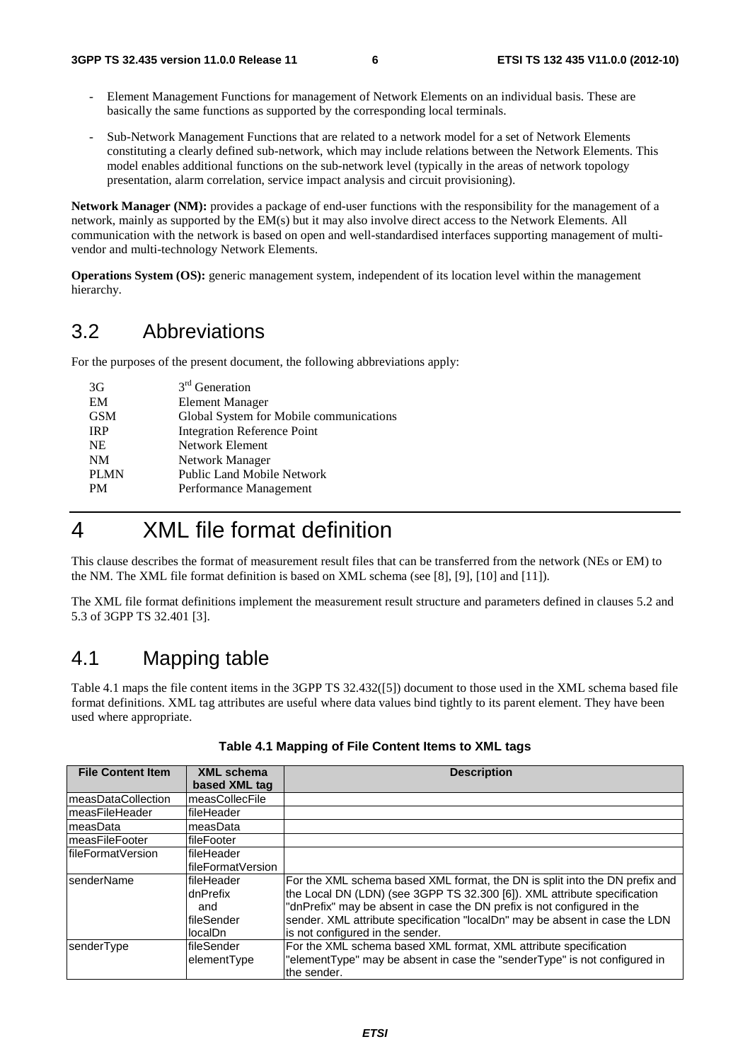- Element Management Functions for management of Network Elements on an individual basis. These are basically the same functions as supported by the corresponding local terminals.

- Sub-Network Management Functions that are related to a network model for a set of Network Elements constituting a clearly defined sub-network, which may include relations between the Network Elements. This model enables additional functions on the sub-network level (typically in the areas of network topology presentation, alarm correlation, service impact analysis and circuit provisioning).

**Network Manager (NM):** provides a package of end-user functions with the responsibility for the management of a network, mainly as supported by the EM(s) but it may also involve direct access to the Network Elements. All communication with the network is based on open and well-standardised interfaces supporting management of multi-vendor and multi-technology Network Elements.

**Operations System (OS):** generic management system, independent of its location level within the management hierarchy.

## 3.2 Abbreviations

For the purposes of the present document, the following abbreviations apply:

| | |
|---|---|
| 3G | 3rd Generation |
| EM | Element Manager |
| GSM | Global System for Mobile communications |
| IRP | Integration Reference Point |
| NE | Network Element |
| NM | Network Manager |
| PLMN | Public Land Mobile Network |
| PM | Performance Management |

# 4 XML file format definition

This clause describes the format of measurement result files that can be transferred from the network (NEs or EM) to the NM. The XML file format definition is based on XML schema (see [8], [9], [10] and [11]).

The XML file format definitions implement the measurement result structure and parameters defined in clauses 5.2 and 5.3 of 3GPP TS 32.401 [3].

## 4.1 Mapping table

Table 4.1 maps the file content items in the 3GPP TS 32.432([5]) document to those used in the XML schema based file format definitions. XML tag attributes are useful where data values bind tightly to its parent element. They have been used where appropriate.

**Table 4.1 Mapping of File Content Items to XML tags**

| File Content Item | XML schema based XML tag | Description |
|---|---|---|
| measDataCollection | measCollecFile | |
| measFileHeader | fileHeader | |
| measData | measData | |
| measFileFooter | fileFooter | |
| fileFormatVersion | fileHeader fileFormatVersion | |
| senderName | fileHeader dnPrefix and fileSender localDn | For the XML schema based XML format, the DN is split into the DN prefix and the Local DN (LDN) (see 3GPP TS 32.300 [6]). XML attribute specification "dnPrefix" may be absent in case the DN prefix is not configured in the sender. XML attribute specification "localDn" may be absent in case the LDN is not configured in the sender. |
| senderType | fileSender elementType | For the XML schema based XML format, XML attribute specification "elementType" may be absent in case the "senderType" is not configured in the sender. |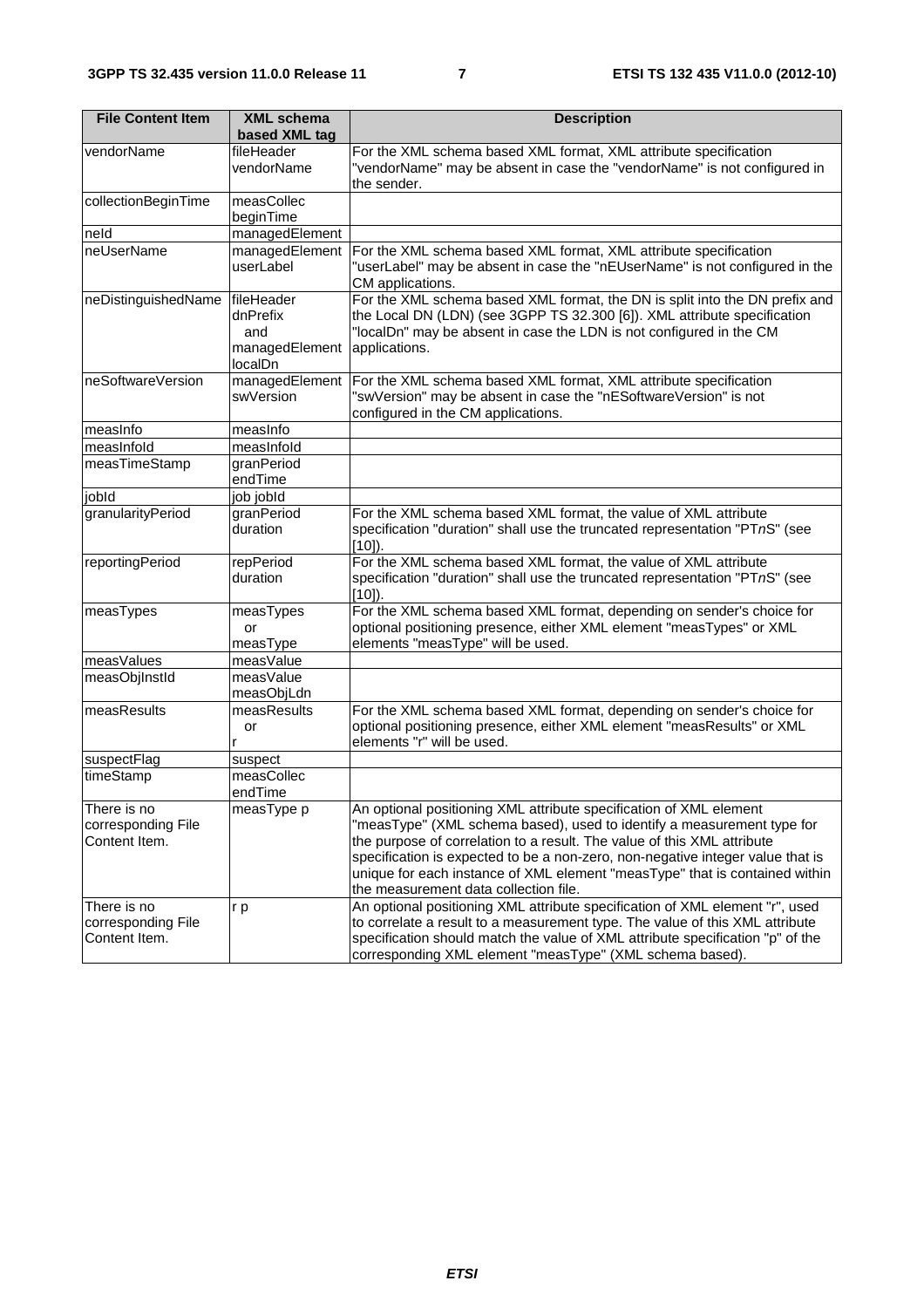| File Content Item | XML schema based XML tag | Description |
|---|---|---|
| vendorName | fileHeader vendorName | For the XML schema based XML format, XML attribute specification "vendorName" may be absent in case the "vendorName" is not configured in the sender. |
| collectionBeginTime | measCollec beginTime | |
| neId | managedElement | |
| neUserName | managedElement userLabel | For the XML schema based XML format, XML attribute specification "userLabel" may be absent in case the "nEUserName" is not configured in the CM applications. |
| neDistinguishedName | fileHeader dnPrefix and managedElement localDn | For the XML schema based XML format, the DN is split into the DN prefix and the Local DN (LDN) (see 3GPP TS 32.300 [6]). XML attribute specification "localDn" may be absent in case the LDN is not configured in the CM applications. |
| neSoftwareVersion | managedElement swVersion | For the XML schema based XML format, XML attribute specification "swVersion" may be absent in case the "nESoftwareVersion" is not configured in the CM applications. |
| measInfo | measInfo | |
| measInfoId | measInfoId | |
| measTimeStamp | granPeriod endTime | |
| jobId | job jobId | |
| granularityPeriod | granPeriod duration | For the XML schema based XML format, the value of XML attribute specification "duration" shall use the truncated representation "PT*n*S" (see [10]). |
| reportingPeriod | repPeriod duration | For the XML schema based XML format, the value of XML attribute specification "duration" shall use the truncated representation "PT*n*S" (see [10]). |
| measTypes | measTypes or measType | For the XML schema based XML format, depending on sender's choice for optional positioning presence, either XML element "measTypes" or XML elements "measType" will be used. |
| measValues | measValue | |
| measObjInstId | measValue measObjLdn | |
| measResults | measResults or r | For the XML schema based XML format, depending on sender's choice for optional positioning presence, either XML element "measResults" or XML elements "r" will be used. |
| suspectFlag | suspect | |
| timeStamp | measCollec endTime | |
| There is no corresponding File Content Item. | measType p | An optional positioning XML attribute specification of XML element "measType" (XML schema based), used to identify a measurement type for the purpose of correlation to a result. The value of this XML attribute specification is expected to be a non-zero, non-negative integer value that is unique for each instance of XML element "measType" that is contained within the measurement data collection file. |
| There is no corresponding File Content Item. | r p | An optional positioning XML attribute specification of XML element "r", used to correlate a result to a measurement type. The value of this XML attribute specification should match the value of XML attribute specification "p" of the corresponding XML element "measType" (XML schema based). |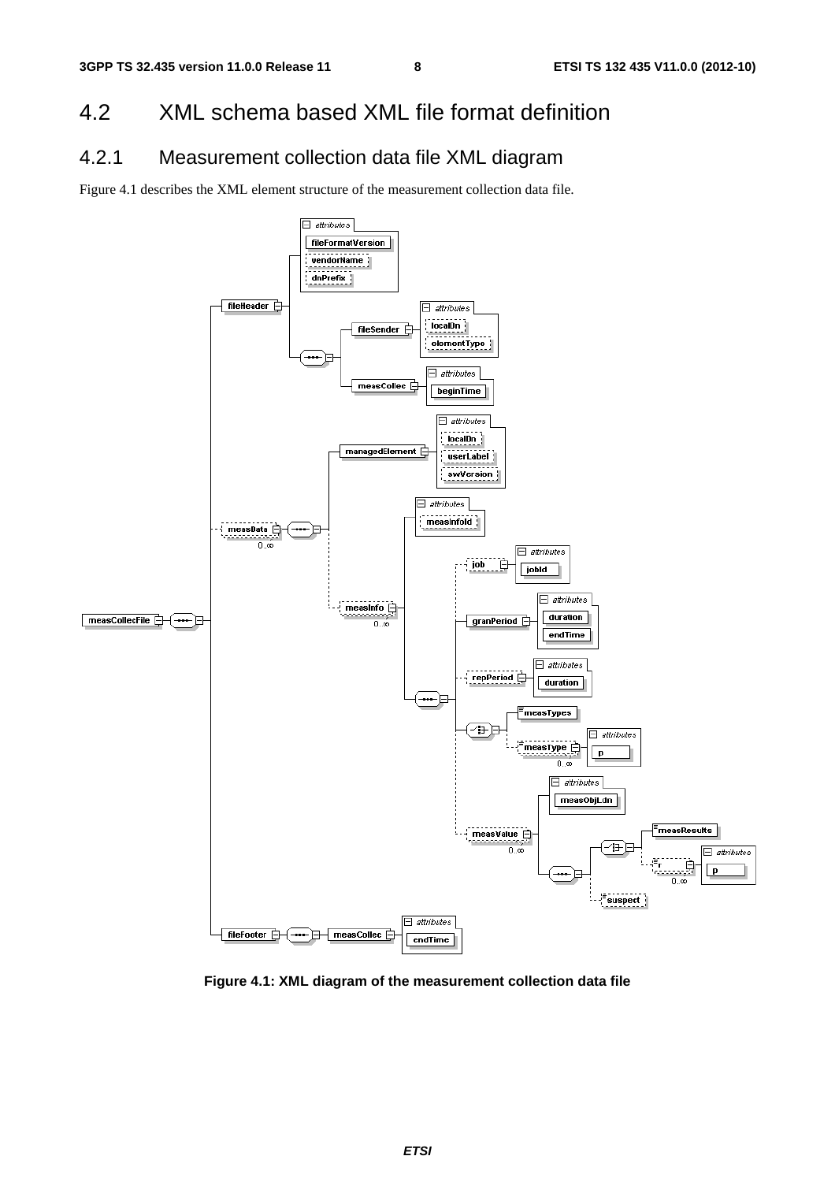## 4.2 XML schema based XML file format definition

### 4.2.1 Measurement collection data file XML diagram

Figure 4.1 describes the XML element structure of the measurement collection data file.

**Figure 4.1: XML diagram of the measurement collection data file**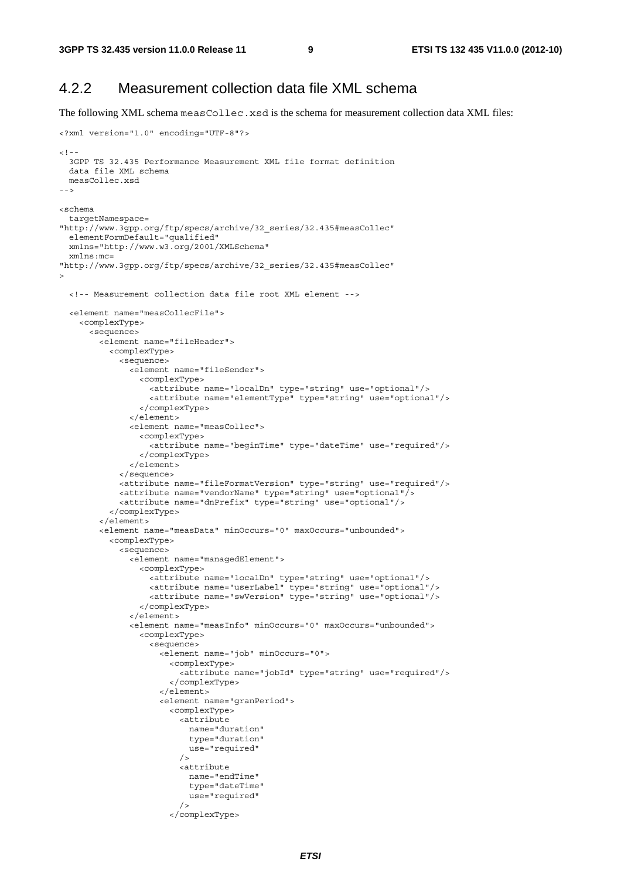## 4.2.2 Measurement collection data file XML schema

The following XML schema `measCollec.xsd` is the schema for measurement collection data XML files:

```
<?xml version="1.0" encoding="UTF-8"?>

<!--
  3GPP TS 32.435 Performance Measurement XML file format definition
  data file XML schema
  measCollec.xsd
-->

<schema
  targetNamespace=
"http://www.3gpp.org/ftp/specs/archive/32_series/32.435#measCollec"
  elementFormDefault="qualified"
  xmlns="http://www.w3.org/2001/XMLSchema"
  xmlns:mc=
"http://www.3gpp.org/ftp/specs/archive/32_series/32.435#measCollec"
>

  <!-- Measurement collection data file root XML element -->

  <element name="measCollecFile">
    <complexType>
      <sequence>
        <element name="fileHeader">
          <complexType>
            <sequence>
              <element name="fileSender">
                <complexType>
                  <attribute name="localDn" type="string" use="optional"/>
                  <attribute name="elementType" type="string" use="optional"/>
                </complexType>
              </element>
              <element name="measCollec">
                <complexType>
                  <attribute name="beginTime" type="dateTime" use="required"/>
                </complexType>
              </element>
            </sequence>
            <attribute name="fileFormatVersion" type="string" use="required"/>
            <attribute name="vendorName" type="string" use="optional"/>
            <attribute name="dnPrefix" type="string" use="optional"/>
          </complexType>
        </element>
        <element name="measData" minOccurs="0" maxOccurs="unbounded">
          <complexType>
            <sequence>
              <element name="managedElement">
                <complexType>
                  <attribute name="localDn" type="string" use="optional"/>
                  <attribute name="userLabel" type="string" use="optional"/>
                  <attribute name="swVersion" type="string" use="optional"/>
                </complexType>
              </element>
              <element name="measInfo" minOccurs="0" maxOccurs="unbounded">
                <complexType>
                  <sequence>
                    <element name="job" minOccurs="0">
                      <complexType>
                        <attribute name="jobId" type="string" use="required"/>
                      </complexType>
                    </element>
                    <element name="granPeriod">
                      <complexType>
                        <attribute
                          name="duration"
                          type="duration"
                          use="required"
                        />
                        <attribute
                          name="endTime"
                          type="dateTime"
                          use="required"
                        />
                      </complexType>
```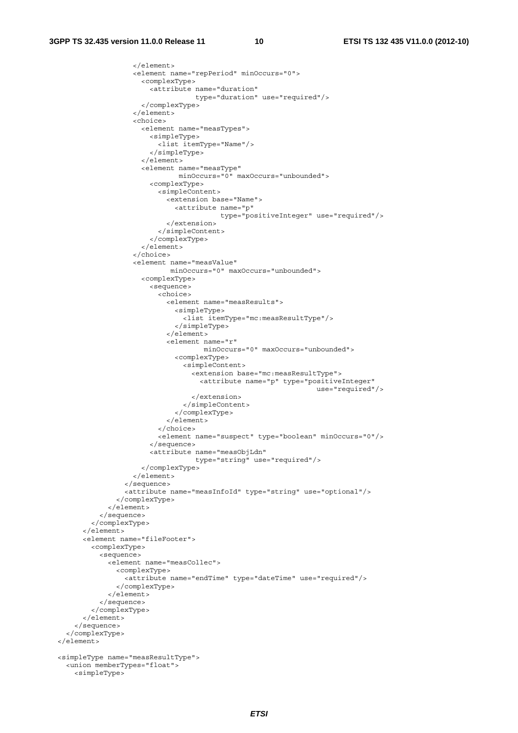```
                  </element>
                  <element name="repPeriod" minOccurs="0">
                    <complexType>
                      <attribute name="duration"
                                 type="duration" use="required"/>
                    </complexType>
                  </element>
                  <choice>
                    <element name="measTypes">
                      <simpleType>
                        <list itemType="Name"/>
                      </simpleType>
                    </element>
                    <element name="measType"
                             minOccurs="0" maxOccurs="unbounded">
                      <complexType>
                        <simpleContent>
                          <extension base="Name">
                            <attribute name="p"
                                       type="positiveInteger" use="required"/>
                          </extension>
                        </simpleContent>
                      </complexType>
                    </element>
                  </choice>
                  <element name="measValue"
                           minOccurs="0" maxOccurs="unbounded">
                    <complexType>
                      <sequence>
                        <choice>
                          <element name="measResults">
                            <simpleType>
                              <list itemType="mc:measResultType"/>
                            </simpleType>
                          </element>
                          <element name="r"
                                   minOccurs="0" maxOccurs="unbounded">
                            <complexType>
                              <simpleContent>
                                <extension base="mc:measResultType">
                                  <attribute name="p" type="positiveInteger"
                                                              use="required"/>
                                </extension>
                              </simpleContent>
                            </complexType>
                          </element>
                        </choice>
                        <element name="suspect" type="boolean" minOccurs="0"/>
                      </sequence>
                      <attribute name="measObjLdn"
                                 type="string" use="required"/>
                    </complexType>
                  </element>
                </sequence>
                <attribute name="measInfoId" type="string" use="optional"/>
              </complexType>
            </element>
          </sequence>
        </complexType>
      </element>
      <element name="fileFooter">
        <complexType>
          <sequence>
            <element name="measCollec">
              <complexType>
                <attribute name="endTime" type="dateTime" use="required"/>
              </complexType>
            </element>
          </sequence>
        </complexType>
      </element>
    </sequence>
  </complexType>
</element>

<simpleType name="measResultType">
  <union memberTypes="float">
    <simpleType>
```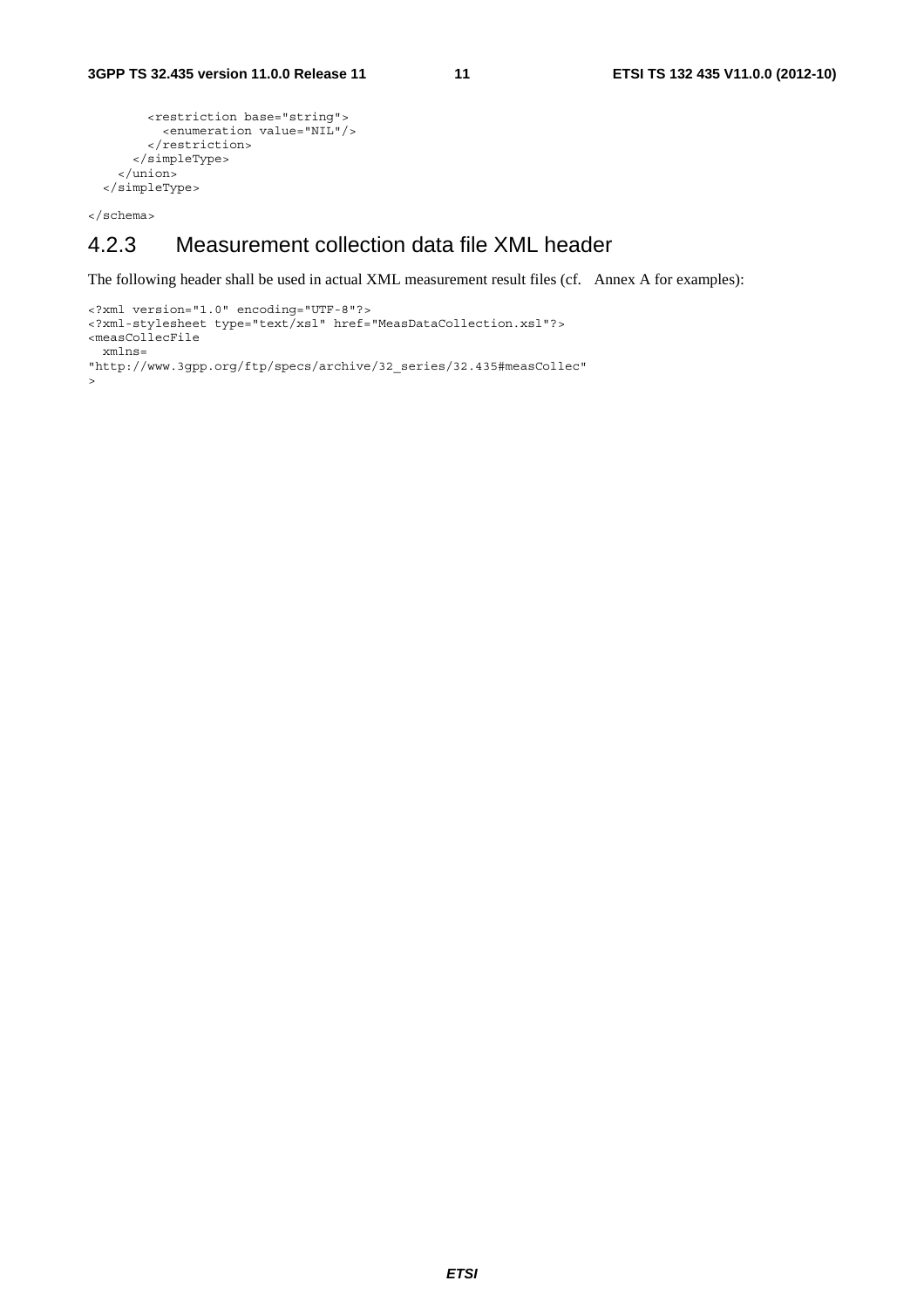```
        <restriction base="string">
          <enumeration value="NIL"/>
        </restriction>
      </simpleType>
    </union>
  </simpleType>

</schema>
```

### 4.2.3 Measurement collection data file XML header

The following header shall be used in actual XML measurement result files (cf. Annex A for examples):

```
<?xml version="1.0" encoding="UTF-8"?>
<?xml-stylesheet type="text/xsl" href="MeasDataCollection.xsl"?>
<measCollecFile
  xmlns=
"http://www.3gpp.org/ftp/specs/archive/32_series/32.435#measCollec"
>
```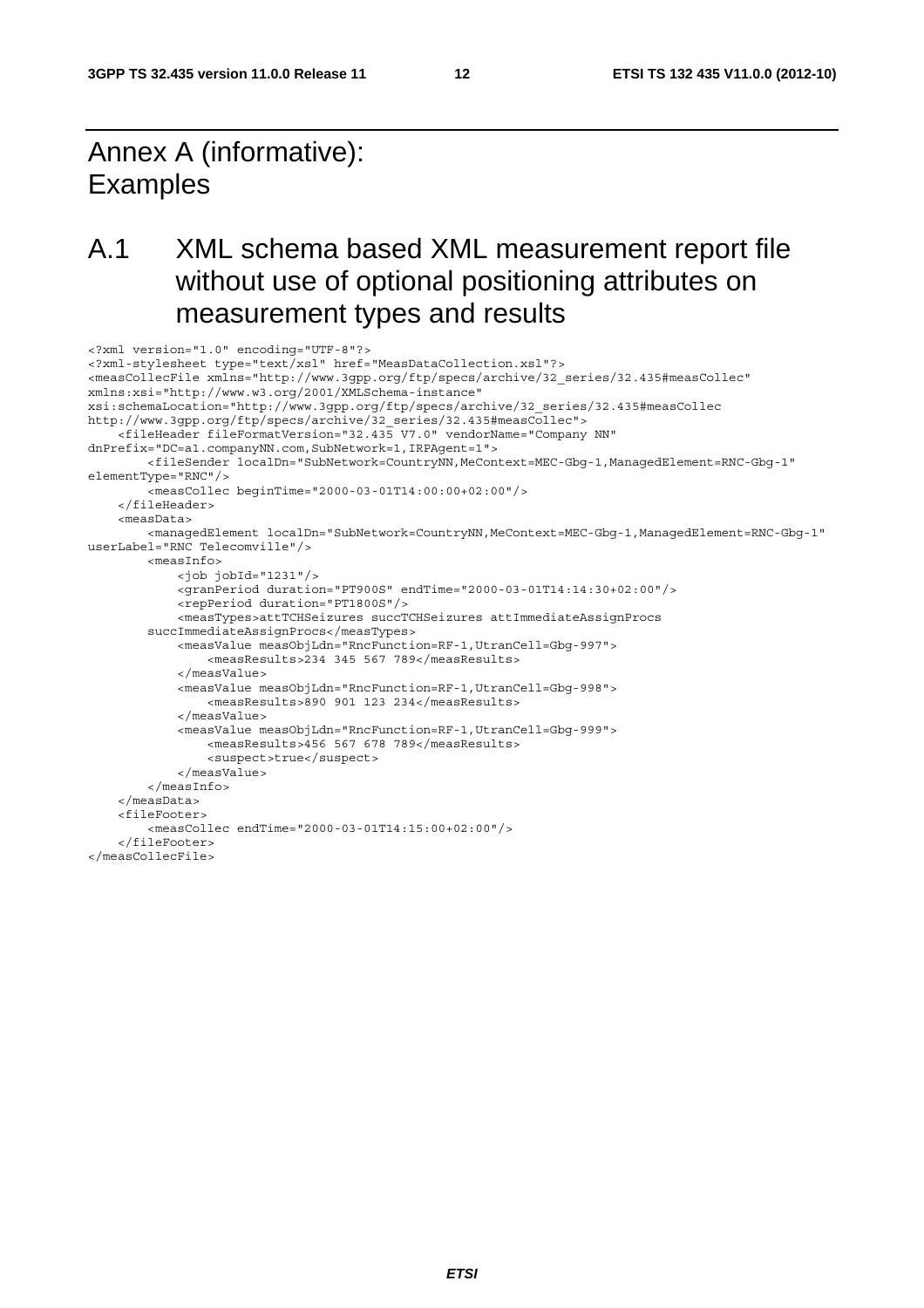# Annex A (informative): Examples

## A.1 XML schema based XML measurement report file without use of optional positioning attributes on measurement types and results

```
<?xml version="1.0" encoding="UTF-8"?>
<?xml-stylesheet type="text/xsl" href="MeasDataCollection.xsl"?>
<measCollecFile xmlns="http://www.3gpp.org/ftp/specs/archive/32_series/32.435#measCollec"
xmlns:xsi="http://www.w3.org/2001/XMLSchema-instance"
xsi:schemaLocation="http://www.3gpp.org/ftp/specs/archive/32_series/32.435#measCollec
http://www.3gpp.org/ftp/specs/archive/32_series/32.435#measCollec">
    <fileHeader fileFormatVersion="32.435 V7.0" vendorName="Company NN"
dnPrefix="DC=a1.companyNN.com,SubNetwork=1,IRPAgent=1">
        <fileSender localDn="SubNetwork=CountryNN,MeContext=MEC-Gbg-1,ManagedElement=RNC-Gbg-1"
elementType="RNC"/>
        <measCollec beginTime="2000-03-01T14:00:00+02:00"/>
    </fileHeader>
    <measData>
        <managedElement localDn="SubNetwork=CountryNN,MeContext=MEC-Gbg-1,ManagedElement=RNC-Gbg-1"
userLabel="RNC Telecomville"/>
        <measInfo>
            <job jobId="1231"/>
            <granPeriod duration="PT900S" endTime="2000-03-01T14:14:30+02:00"/>
            <repPeriod duration="PT1800S"/>
            <measTypes>attTCHSeizures succTCHSeizures attImmediateAssignProcs
        succImmediateAssignProcs</measTypes>
            <measValue measObjLdn="RncFunction=RF-1,UtranCell=Gbg-997">
                <measResults>234 345 567 789</measResults>
            </measValue>
            <measValue measObjLdn="RncFunction=RF-1,UtranCell=Gbg-998">
                <measResults>890 901 123 234</measResults>
            </measValue>
            <measValue measObjLdn="RncFunction=RF-1,UtranCell=Gbg-999">
                <measResults>456 567 678 789</measResults>
                <suspect>true</suspect>
            </measValue>
        </measInfo>
    </measData>
    <fileFooter>
        <measCollec endTime="2000-03-01T14:15:00+02:00"/>
    </fileFooter>
</measCollecFile>
```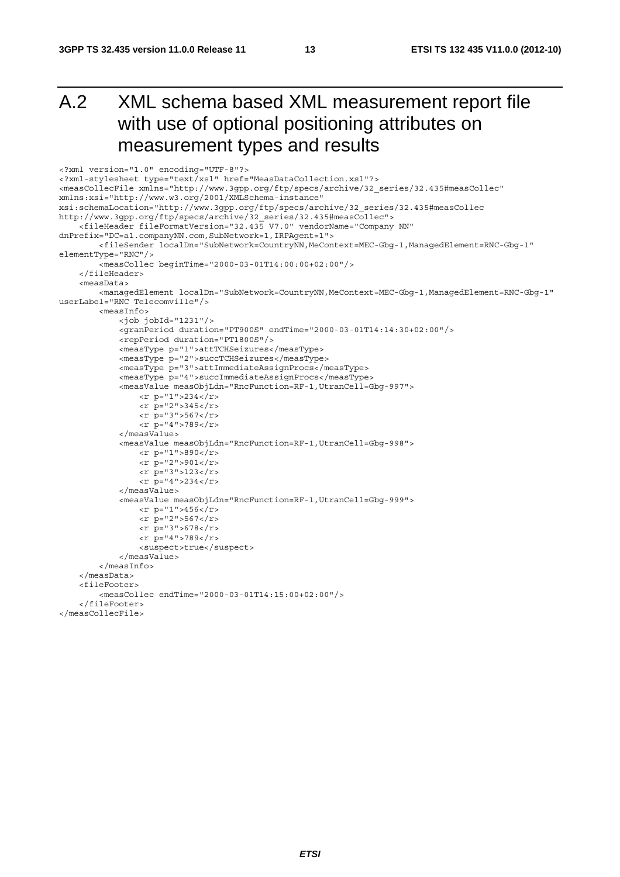# A.2 XML schema based XML measurement report file with use of optional positioning attributes on measurement types and results

```
<?xml version="1.0" encoding="UTF-8"?>
<?xml-stylesheet type="text/xsl" href="MeasDataCollection.xsl"?>
<measCollecFile xmlns="http://www.3gpp.org/ftp/specs/archive/32_series/32.435#measCollec"
xmlns:xsi="http://www.w3.org/2001/XMLSchema-instance"
xsi:schemaLocation="http://www.3gpp.org/ftp/specs/archive/32_series/32.435#measCollec
http://www.3gpp.org/ftp/specs/archive/32_series/32.435#measCollec">
    <fileHeader fileFormatVersion="32.435 V7.0" vendorName="Company NN"
dnPrefix="DC=a1.companyNN.com,SubNetwork=1,IRPAgent=1">
        <fileSender localDn="SubNetwork=CountryNN,MeContext=MEC-Gbg-1,ManagedElement=RNC-Gbg-1"
elementType="RNC"/>
        <measCollec beginTime="2000-03-01T14:00:00+02:00"/>
    </fileHeader>
    <measData>
        <managedElement localDn="SubNetwork=CountryNN,MeContext=MEC-Gbg-1,ManagedElement=RNC-Gbg-1"
userLabel="RNC Telecomville"/>
        <measInfo>
            <job jobId="1231"/>
            <granPeriod duration="PT900S" endTime="2000-03-01T14:14:30+02:00"/>
            <repPeriod duration="PT1800S"/>
            <measType p="1">attTCHSeizures</measType>
            <measType p="2">succTCHSeizures</measType>
            <measType p="3">attImmediateAssignProcs</measType>
            <measType p="4">succImmediateAssignProcs</measType>
            <measValue measObjLdn="RncFunction=RF-1,UtranCell=Gbg-997">
                <r p="1">234</r>
                <r p="2">345</r>
                <r p="3">567</r>
                <r p="4">789</r>
            </measValue>
            <measValue measObjLdn="RncFunction=RF-1,UtranCell=Gbg-998">
                <r p="1">890</r>
                <r p="2">901</r>
                <r p="3">123</r>
                <r p="4">234</r>
            </measValue>
            <measValue measObjLdn="RncFunction=RF-1,UtranCell=Gbg-999">
                <r p="1">456</r>
                <r p="2">567</r>
                <r p="3">678</r>
                <r p="4">789</r>
                <suspect>true</suspect>
            </measValue>
        </measInfo>
    </measData>
    <fileFooter>
        <measCollec endTime="2000-03-01T14:15:00+02:00"/>
    </fileFooter>
</measCollecFile>
```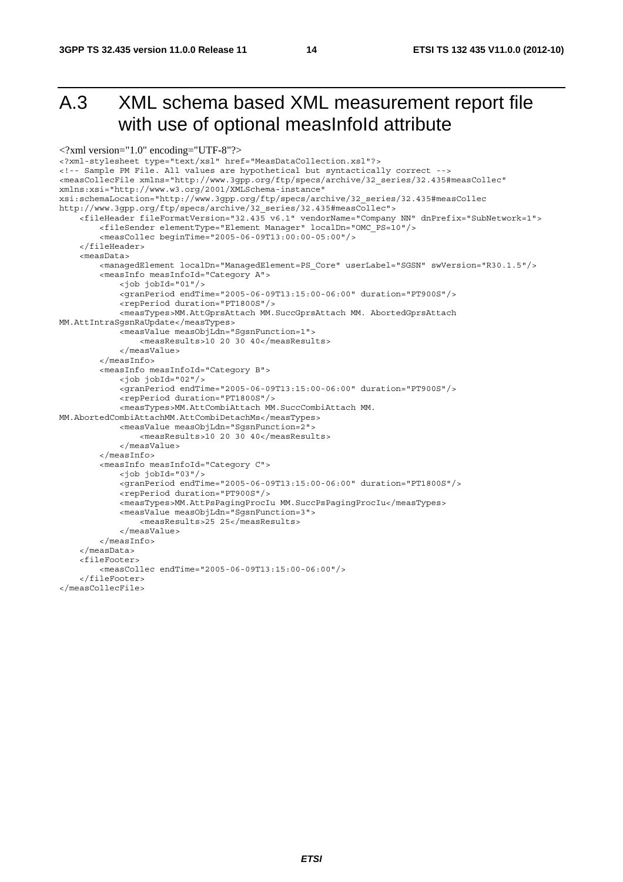# A.3 XML schema based XML measurement report file with use of optional measInfoId attribute

```
<?xml version="1.0" encoding="UTF-8"?>
<?xml-stylesheet type="text/xsl" href="MeasDataCollection.xsl"?>
<!-- Sample PM File. All values are hypothetical but syntactically correct -->
<measCollecFile xmlns="http://www.3gpp.org/ftp/specs/archive/32_series/32.435#measCollec"
xmlns:xsi="http://www.w3.org/2001/XMLSchema-instance"
xsi:schemaLocation="http://www.3gpp.org/ftp/specs/archive/32_series/32.435#measCollec
http://www.3gpp.org/ftp/specs/archive/32_series/32.435#measCollec">
    <fileHeader fileFormatVersion="32.435 v6.1" vendorName="Company NN" dnPrefix="SubNetwork=1">
        <fileSender elementType="Element Manager" localDn="OMC_PS=10"/>
        <measCollec beginTime="2005-06-09T13:00:00-05:00"/>
    </fileHeader>
    <measData>
        <managedElement localDn="ManagedElement=PS_Core" userLabel="SGSN" swVersion="R30.1.5"/>
        <measInfo measInfoId="Category A">
            <job jobId="01"/>
            <granPeriod endTime="2005-06-09T13:15:00-06:00" duration="PT900S"/>
            <repPeriod duration="PT1800S"/>
            <measTypes>MM.AttGprsAttach MM.SuccGprsAttach MM. AbortedGprsAttach
MM.AttIntraSgsnRaUpdate</measTypes>
            <measValue measObjLdn="SgsnFunction=1">
                <measResults>10 20 30 40</measResults>
            </measValue>
        </measInfo>
        <measInfo measInfoId="Category B">
            <job jobId="02"/>
            <granPeriod endTime="2005-06-09T13:15:00-06:00" duration="PT900S"/>
            <repPeriod duration="PT1800S"/>
            <measTypes>MM.AttCombiAttach MM.SuccCombiAttach MM.
MM.AbortedCombiAttachMM.AttCombiDetachMs</measTypes>
            <measValue measObjLdn="SgsnFunction=2">
                <measResults>10 20 30 40</measResults>
            </measValue>
        </measInfo>
        <measInfo measInfoId="Category C">
            <job jobId="03"/>
            <granPeriod endTime="2005-06-09T13:15:00-06:00" duration="PT1800S"/>
            <repPeriod duration="PT900S"/>
            <measTypes>MM.AttPsPagingProcIu MM.SuccPsPagingProcIu</measTypes>
            <measValue measObjLdn="SgsnFunction=3">
                <measResults>25 25</measResults>
            </measValue>
        </measInfo>
    </measData>
    <fileFooter>
        <measCollec endTime="2005-06-09T13:15:00-06:00"/>
    </fileFooter>
</measCollecFile>
```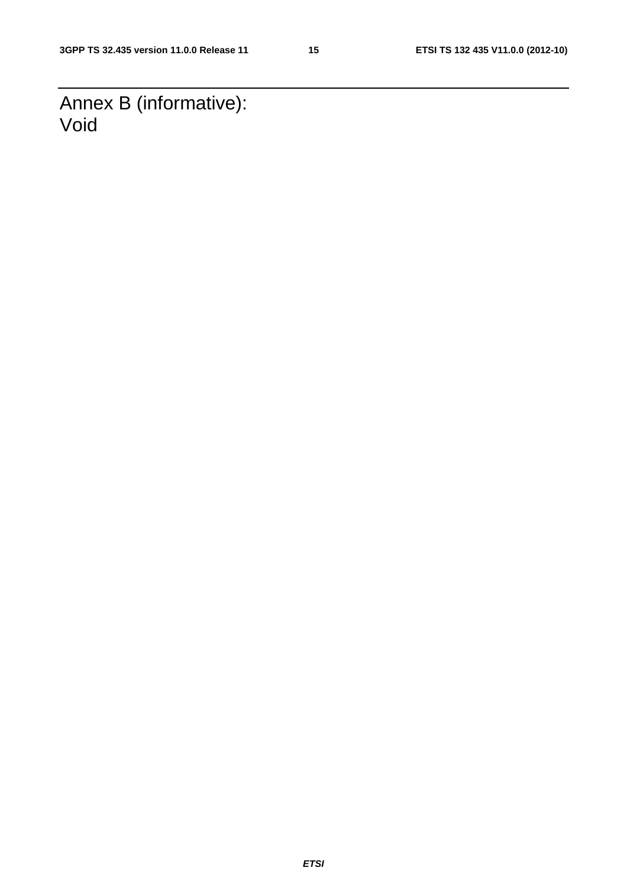# Annex B (informative): Void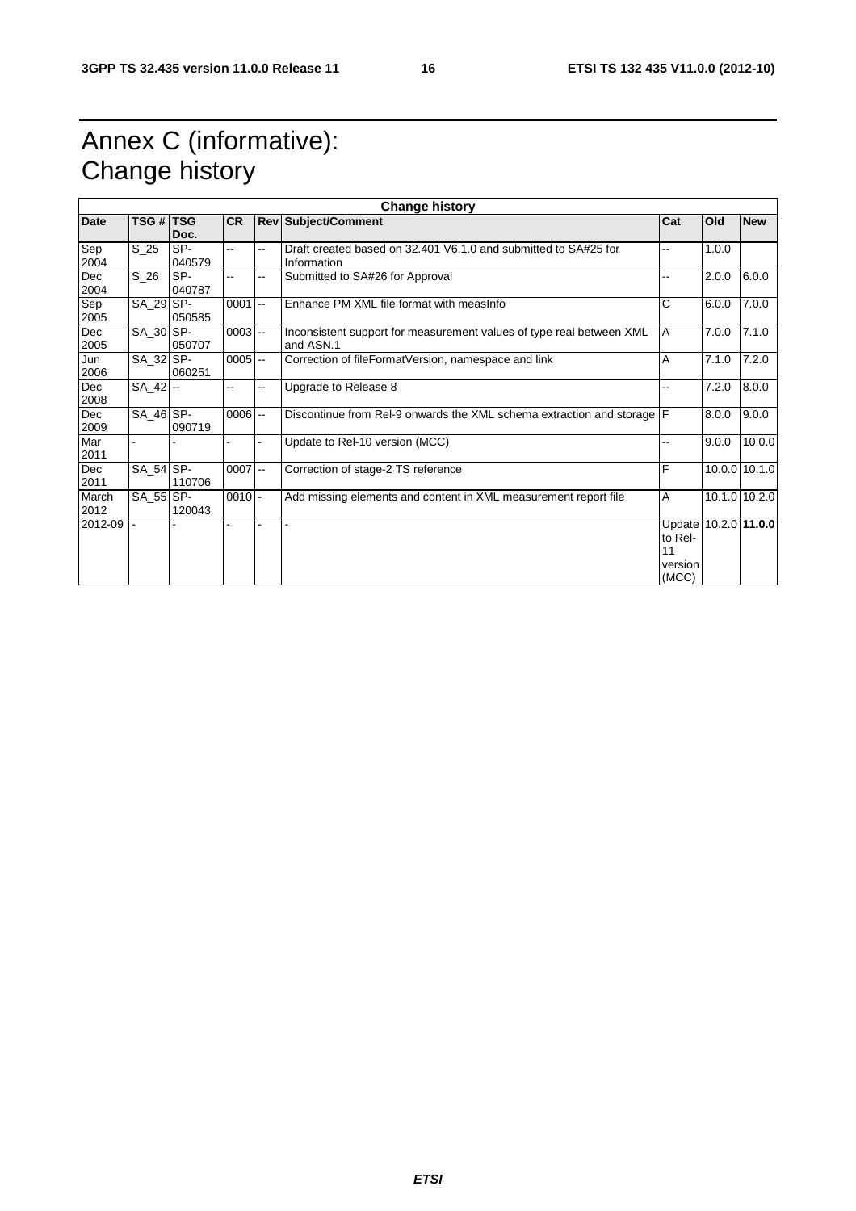# Annex C (informative): Change history

| Change history | | | | | | | | |
|---|---|---|---|---|---|---|---|---|
| **Date** | **TSG #** | **TSG Doc.** | **CR** | **Rev** | **Subject/Comment** | **Cat** | **Old** | **New** |
| Sep 2004 | S_25 | SP-040579 | -- | -- | Draft created based on 32.401 V6.1.0 and submitted to SA#25 for Information | -- | 1.0.0 | |
| Dec 2004 | S_26 | SP-040787 | -- | -- | Submitted to SA#26 for Approval | -- | 2.0.0 | 6.0.0 |
| Sep 2005 | SA_29 | SP-050585 | 0001 | -- | Enhance PM XML file format with measInfo | C | 6.0.0 | 7.0.0 |
| Dec 2005 | SA_30 | SP-050707 | 0003 | -- | Inconsistent support for measurement values of type real between XML and ASN.1 | A | 7.0.0 | 7.1.0 |
| Jun 2006 | SA_32 | SP-060251 | 0005 | -- | Correction of fileFormatVersion, namespace and link | A | 7.1.0 | 7.2.0 |
| Dec 2008 | SA_42 | -- | -- | -- | Upgrade to Release 8 | -- | 7.2.0 | 8.0.0 |
| Dec 2009 | SA_46 | SP-090719 | 0006 | -- | Discontinue from Rel-9 onwards the XML schema extraction and storage | F | 8.0.0 | 9.0.0 |
| Mar 2011 | - | - | - | - | Update to Rel-10 version (MCC) | -- | 9.0.0 | 10.0.0 |
| Dec 2011 | SA_54 | SP-110706 | 0007 | -- | Correction of stage-2 TS reference | F | 10.0.0 | 10.1.0 |
| March 2012 | SA_55 | SP-120043 | 0010 | - | Add missing elements and content in XML measurement report file | A | 10.1.0 | 10.2.0 |
| 2012-09 | - | - | - | - | - | Update to Rel-11 version (MCC) | 10.2.0 | **11.0.0** |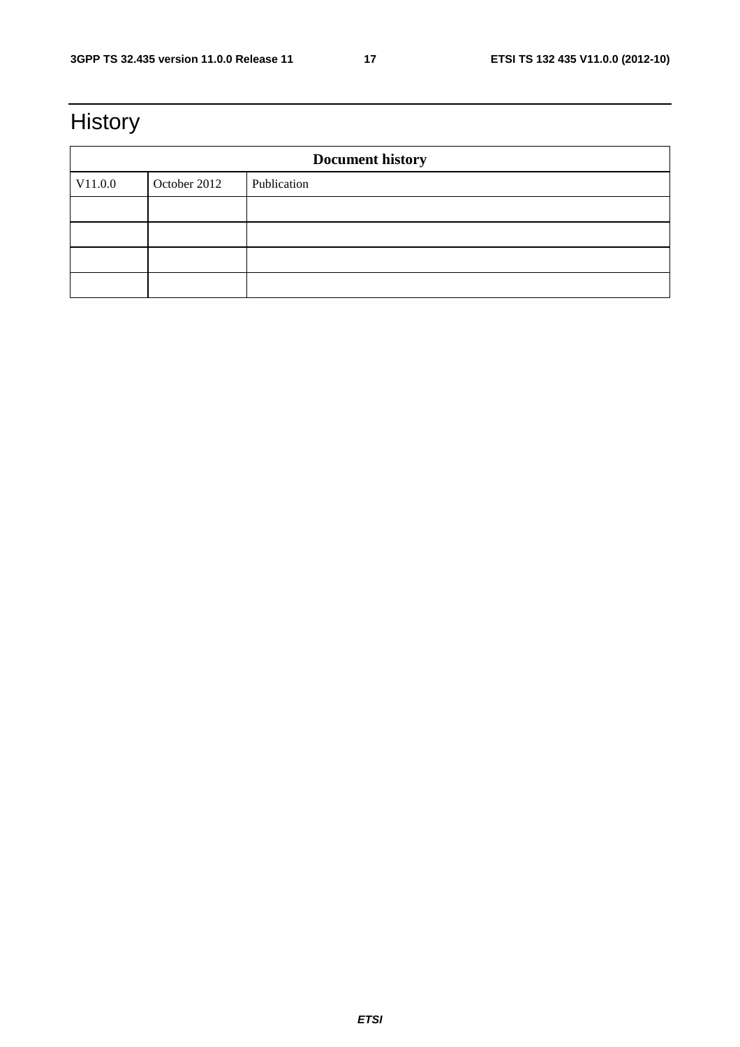# History

| Document history | | |
|---|---|---|
| V11.0.0 | October 2012 | Publication |
| | | |
| | | |
| | | |
| | | |